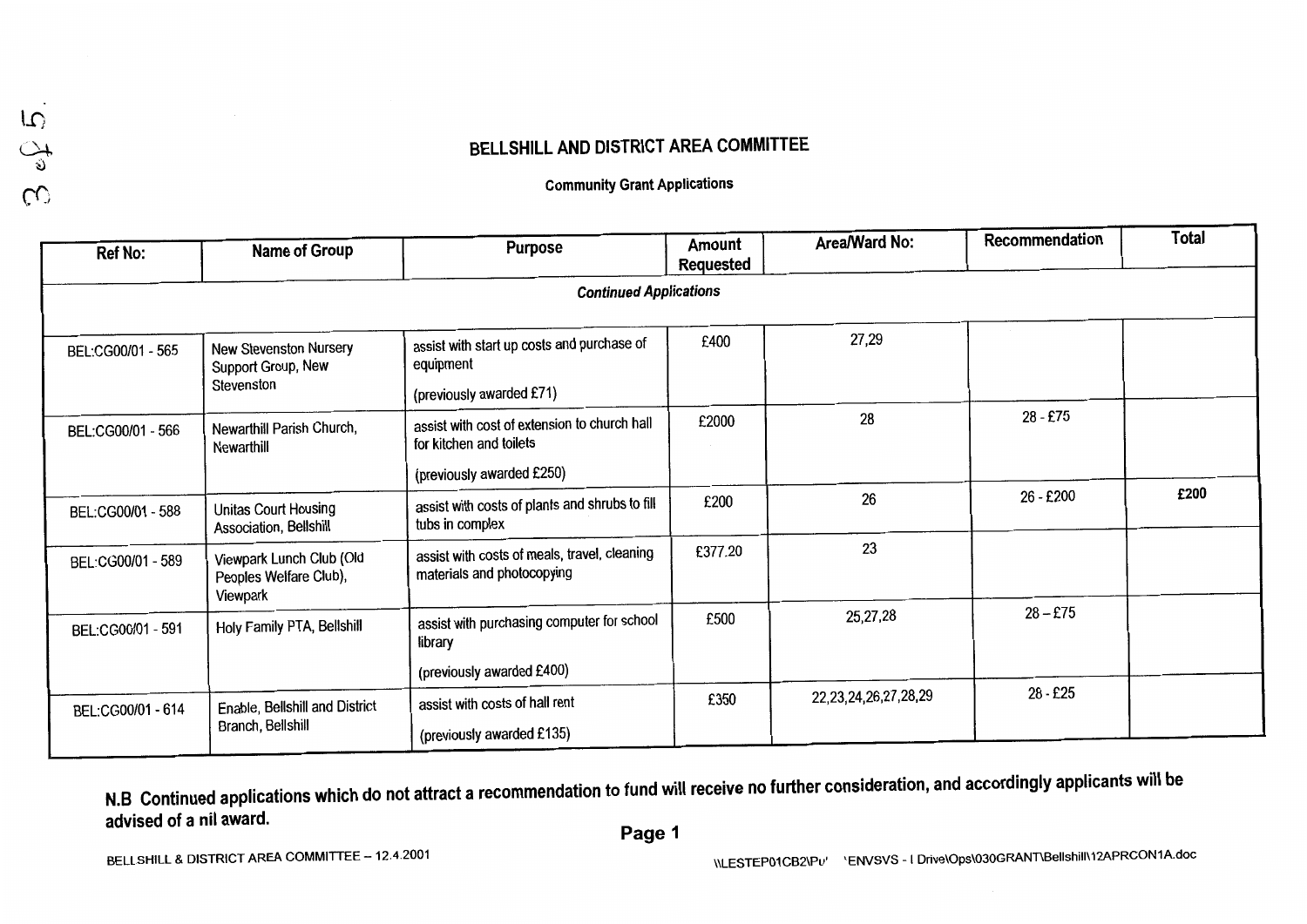# BELLSHILL AND DISTRICT AREA COMMITTEE

## Community Grant Applications

| Ref No: | Name of Group | Purpose | Amount Requested | Area/Ward No: | Recommendation | Total |
|---|---|---|---|---|---|---|
| ***Continued Applications*** | | | | | | |
| BEL:CG00/01 - 565 | New Stevenston Nursery Support Group, New Stevenston | assist with start up costs and purchase of equipment<br><br>(previously awarded £71) | £400 | 27,29 | | |
| BEL:CG00/01 - 566 | Newarthill Parish Church, Newarthill | assist with cost of extension to church hall for kitchen and toilets<br><br>(previously awarded £250) | £2000 | 28 | 28 - £75 | |
| BEL:CG00/01 - 588 | Unitas Court Housing Association, Bellshill | assist with costs of plants and shrubs to fill tubs in complex | £200 | 26 | 26 - £200 | £200 |
| BEL:CG00/01 - 589 | Viewpark Lunch Club (Old Peoples Welfare Club), Viewpark | assist with costs of meals, travel, cleaning materials and photocopying | £377.20 | 23 | | |
| BEL:CG00/01 - 591 | Holy Family PTA, Bellshill | assist with purchasing computer for school library<br><br>(previously awarded £400) | £500 | 25,27,28 | 28 – £75 | |
| BEL:CG00/01 - 614 | Enable, Bellshill and District Branch, Bellshill | assist with costs of hall rent<br><br>(previously awarded £135) | £350 | 22,23,24,26,27,28,29 | 28 - £25 | |

**N.B Continued applications which do not attract a recommendation to fund will receive no further consideration, and accordingly applicants will be advised of a nil award.**

BELLSHILL & DISTRICT AREA COMMITTEE – 12.4.2001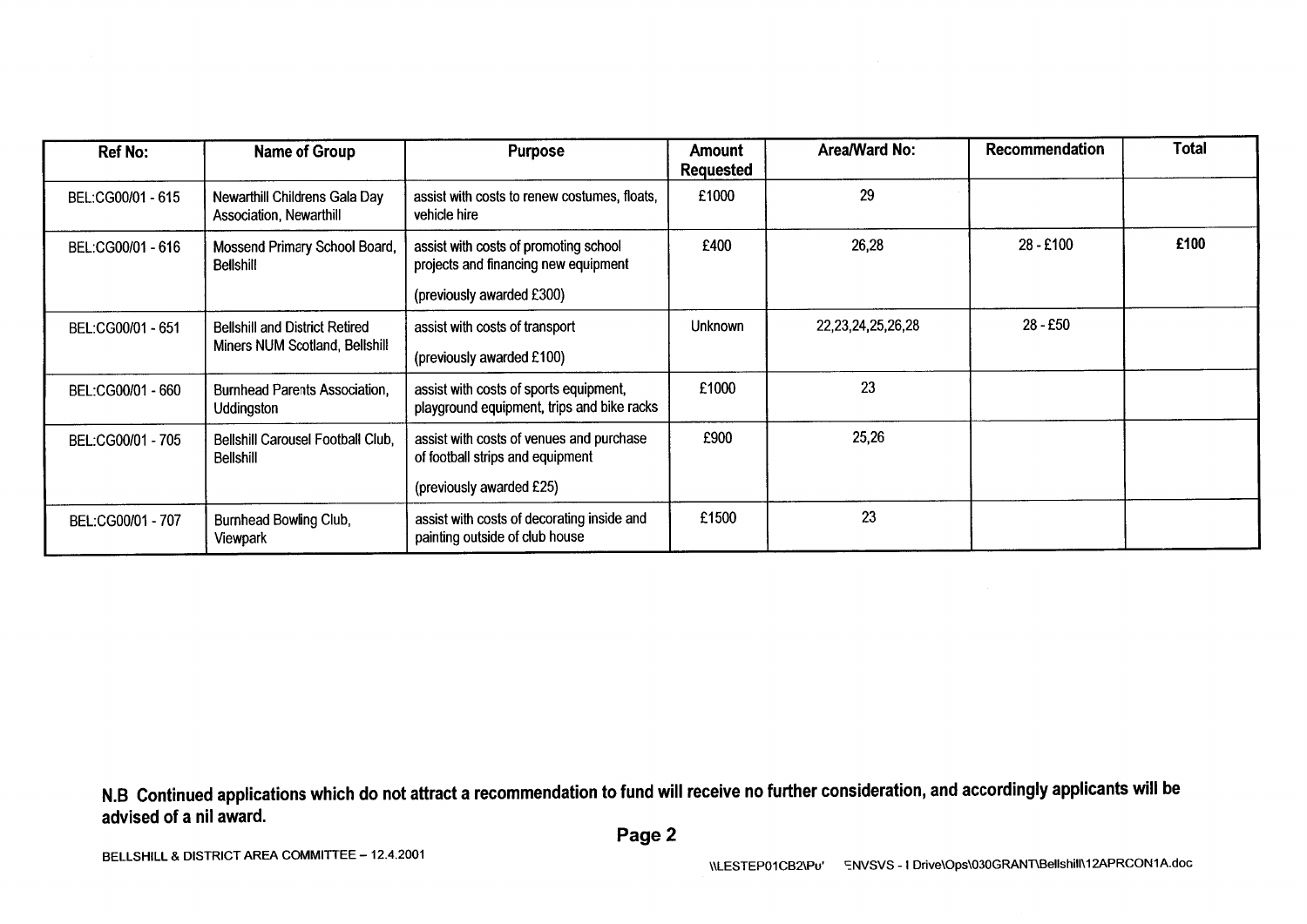| Ref No: | Name of Group | Purpose | Amount Requested | Area/Ward No: | Recommendation | Total |
|---|---|---|---|---|---|---|
| BEL:CG00/01 - 615 | Newarthill Childrens Gala Day Association, Newarthill | assist with costs to renew costumes, floats, vehicle hire | £1000 | 29 | | |
| BEL:CG00/01 - 616 | Mossend Primary School Board, Bellshill | assist with costs of promoting school projects and financing new equipment (previously awarded £300) | £400 | 26,28 | 28 - £100 | £100 |
| BEL:CG00/01 - 651 | Bellshill and District Retired Miners NUM Scotland, Bellshill | assist with costs of transport (previously awarded £100) | Unknown | 22,23,24,25,26,28 | 28 - £50 | |
| BEL:CG00/01 - 660 | Burnhead Parents Association, Uddingston | assist with costs of sports equipment, playground equipment, trips and bike racks | £1000 | 23 | | |
| BEL:CG00/01 - 705 | Bellshill Carousel Football Club, Bellshill | assist with costs of venues and purchase of football strips and equipment (previously awarded £25) | £900 | 25,26 | | |
| BEL:CG00/01 - 707 | Burnhead Bowling Club, Viewpark | assist with costs of decorating inside and painting outside of club house | £1500 | 23 | | |

**N.B Continued applications which do not attract a recommendation to fund will receive no further consideration, and accordingly applicants will be advised of a nil award.**

BELLSHILL & DISTRICT AREA COMMITTEE – 12.4.2001

\\LESTEP01CB2\Pu' ENVSVS - I Drive\Ops\030GRANT\Bellshill\12APRCON1A.doc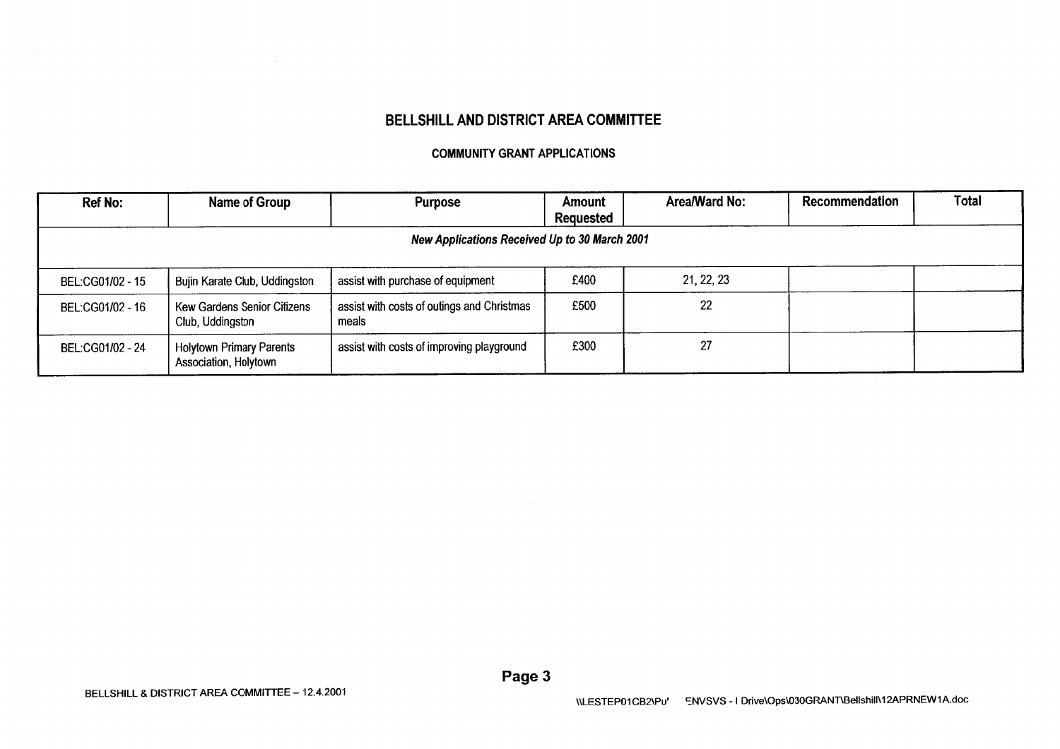# BELLSHILL AND DISTRICT AREA COMMITTEE

## COMMUNITY GRANT APPLICATIONS

| Ref No: | Name of Group | Purpose | Amount Requested | Area/Ward No: | Recommendation | Total |
|---|---|---|---|---|---|---|
| ***New Applications Received Up to 30 March 2001*** | | | | | | |
| BEL:CG01/02 - 15 | Bujin Karate Club, Uddingston | assist with purchase of equipment | £400 | 21, 22, 23 | | |
| BEL:CG01/02 - 16 | Kew Gardens Senior Citizens Club, Uddingston | assist with costs of outings and Christmas meals | £500 | 22 | | |
| BEL:CG01/02 - 24 | Holytown Primary Parents Association, Holytown | assist with costs of improving playground | £300 | 27 | | |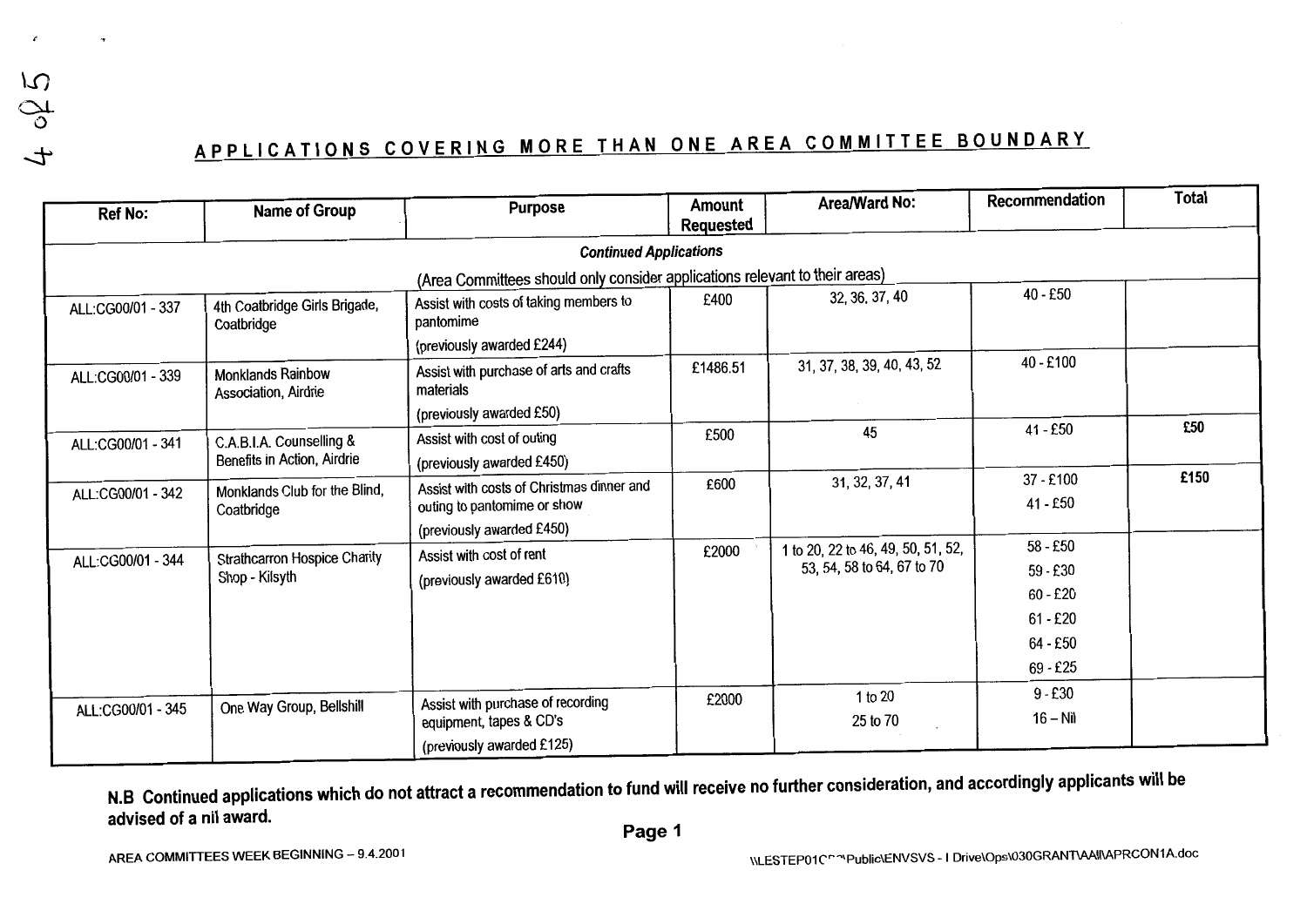## APPLICATIONS COVERING MORE THAN ONE AREA COMMITTEE BOUNDARY

| Ref No: | Name of Group | Purpose | Amount Requested | Area/Ward No: | Recommendation | Total |
|---|---|---|---|---|---|---|
| | | ***Continued Applications*** | | | | |
| | | (Area Committees should only consider applications relevant to their areas) | | | | |
| ALL:CG00/01 - 337 | 4th Coatbridge Girls Brigade, Coatbridge | Assist with costs of taking members to pantomime (previously awarded £244) | £400 | 32, 36, 37, 40 | 40 - £50 | |
| ALL:CG00/01 - 339 | Monklands Rainbow Association, Airdrie | Assist with purchase of arts and crafts materials (previously awarded £50) | £1486.51 | 31, 37, 38, 39, 40, 43, 52 | 40 - £100 | |
| ALL:CG00/01 - 341 | C.A.B.I.A. Counselling & Benefits in Action, Airdrie | Assist with cost of outing (previously awarded £450) | £500 | 45 | 41 - £50 | £50 |
| ALL:CG00/01 - 342 | Monklands Club for the Blind, Coatbridge | Assist with costs of Christmas dinner and outing to pantomime or show (previously awarded £450) | £600 | 31, 32, 37, 41 | 37 - £100<br>41 - £50 | £150 |
| ALL:CG00/01 - 344 | Strathcarron Hospice Charity Shop - Kilsyth | Assist with cost of rent (previously awarded £610) | £2000 | 1 to 20, 22 to 46, 49, 50, 51, 52, 53, 54, 58 to 64, 67 to 70 | 58 - £50<br>59 - £30<br>60 - £20<br>61 - £20<br>64 - £50<br>69 - £25 | |
| ALL:CG00/01 - 345 | One Way Group, Bellshill | Assist with purchase of recording equipment, tapes & CD's (previously awarded £125) | £2000 | 1 to 20<br>25 to 70 | 9 - £30<br>16 – Nil | |

**N.B Continued applications which do not attract a recommendation to fund will receive no further consideration, and accordingly applicants will be advised of a nil award.**

AREA COMMITTEES WEEK BEGINNING – 9.4.2001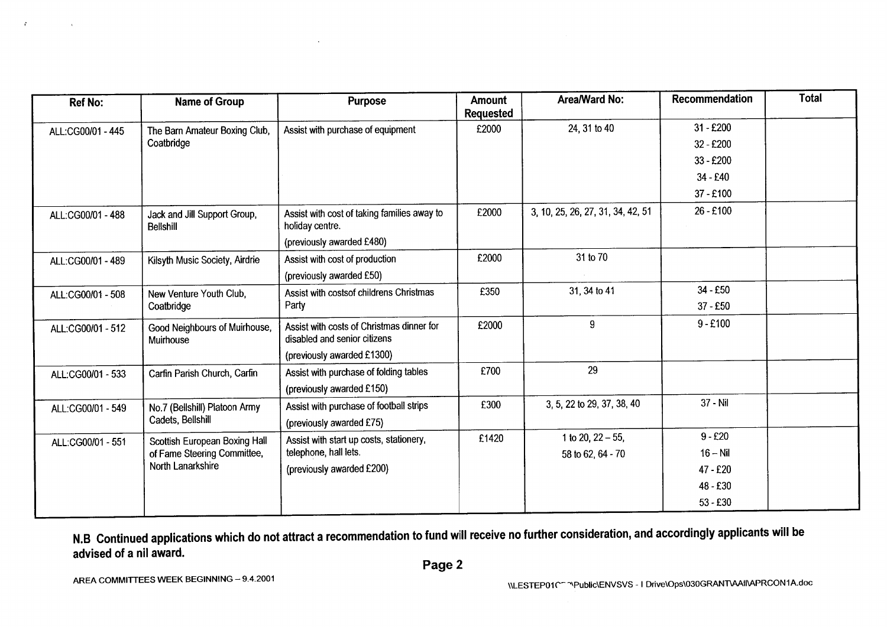| Ref No: | Name of Group | Purpose | Amount Requested | Area/Ward No: | Recommendation | Total |
|---|---|---|---|---|---|---|
| ALL:CG00/01 - 445 | The Barn Amateur Boxing Club, Coatbridge | Assist with purchase of equipment | £2000 | 24, 31 to 40 | 31 - £200<br>32 - £200<br>33 - £200<br>34 - £40<br>37 - £100 | |
| ALL:CG00/01 - 488 | Jack and Jill Support Group, Bellshill | Assist with cost of taking families away to holiday centre.<br>(previously awarded £480) | £2000 | 3, 10, 25, 26, 27, 31, 34, 42, 51 | 26 - £100 | |
| ALL:CG00/01 - 489 | Kilsyth Music Society, Airdrie | Assist with cost of production<br>(previously awarded £50) | £2000 | 31 to 70 | | |
| ALL:CG00/01 - 508 | New Venture Youth Club, Coatbridge | Assist with costsof childrens Christmas Party | £350 | 31, 34 to 41 | 34 - £50<br>37 - £50 | |
| ALL:CG00/01 - 512 | Good Neighbours of Muirhouse, Muirhouse | Assist with costs of Christmas dinner for disabled and senior citizens<br>(previously awarded £1300) | £2000 | 9 | 9 - £100 | |
| ALL:CG00/01 - 533 | Carfin Parish Church, Carfin | Assist with purchase of folding tables<br>(previously awarded £150) | £700 | 29 | | |
| ALL:CG00/01 - 549 | No.7 (Bellshill) Platoon Army Cadets, Bellshill | Assist with purchase of football strips<br>(previously awarded £75) | £300 | 3, 5, 22 to 29, 37, 38, 40 | 37 - Nil | |
| ALL:CG00/01 - 551 | Scottish European Boxing Hall of Fame Steering Committee, North Lanarkshire | Assist with start up costs, stationery, telephone, hall lets.<br>(previously awarded £200) | £1420 | 1 to 20, 22 – 55,<br>58 to 62, 64 - 70 | 9 - £20<br>16 – Nil<br>47 - £20<br>48 - £30<br>53 - £30 | |

**N.B Continued applications which do not attract a recommendation to fund will receive no further consideration, and accordingly applicants will be advised of a nil award.**

AREA COMMITTEES WEEK BEGINNING – 9.4.2001

\\LESTEP01C~~\Public\ENVSVS - I Drive\Ops\030GRANT\AAll\APRCON1A.doc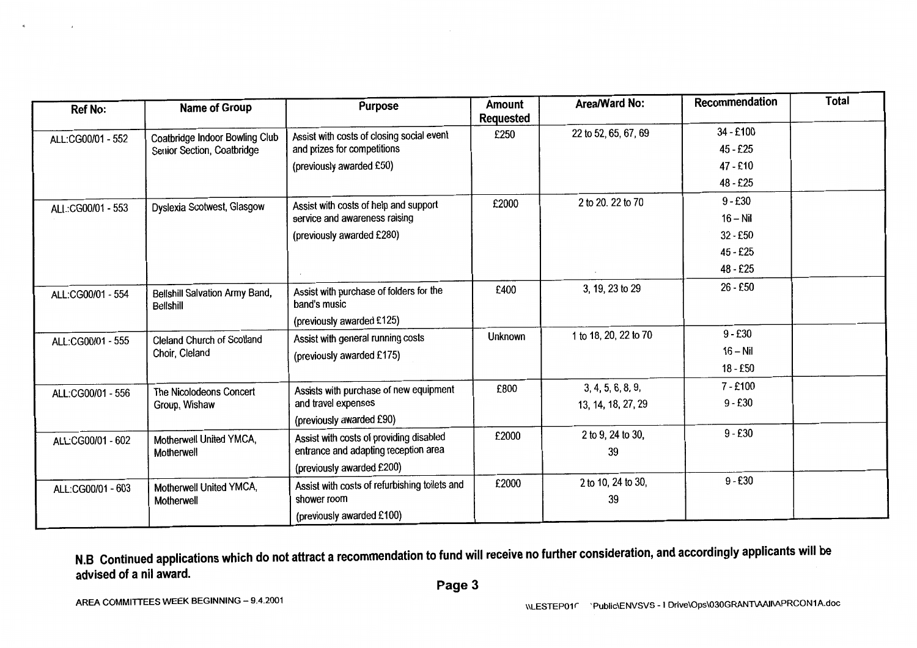| Ref No: | Name of Group | Purpose | Amount Requested | Area/Ward No: | Recommendation | Total |
|---|---|---|---|---|---|---|
| ALL:CG00/01 - 552 | Coatbridge Indoor Bowling Club Senior Section, Coatbridge | Assist with costs of closing social event and prizes for competitions<br>(previously awarded £50) | £250 | 22 to 52, 65, 67, 69 | 34 - £100<br>45 - £25<br>47 - £10<br>48 - £25 | |
| ALL:CG00/01 - 553 | Dyslexia Scotwest, Glasgow | Assist with costs of help and support service and awareness raising<br>(previously awarded £280) | £2000 | 2 to 20. 22 to 70 | 9 - £30<br>16 – Nil<br>32 - £50<br>45 - £25<br>48 - £25 | |
| ALL:CG00/01 - 554 | Bellshill Salvation Army Band, Bellshill | Assist with purchase of folders for the band's music<br>(previously awarded £125) | £400 | 3, 19, 23 to 29 | 26 - £50 | |
| ALL:CG00/01 - 555 | Cleland Church of Scotland Choir, Cleland | Assist with general running costs<br>(previously awarded £175) | Unknown | 1 to 18, 20, 22 to 70 | 9 - £30<br>16 – Nil<br>18 - £50 | |
| ALL:CG00/01 - 556 | The Nicolodeons Concert Group, Wishaw | Assists with purchase of new equipment and travel expenses<br>(previously awarded £90) | £800 | 3, 4, 5, 6, 8, 9, 13, 14, 18, 27, 29 | 7 - £100<br>9 - £30 | |
| ALL:CG00/01 - 602 | Motherwell United YMCA, Motherwell | Assist with costs of providing disabled entrance and adapting reception area<br>(previously awarded £200) | £2000 | 2 to 9, 24 to 30, 39 | 9 - £30 | |
| ALL:CG00/01 - 603 | Motherwell United YMCA, Motherwell | Assist with costs of refurbishing toilets and shower room<br>(previously awarded £100) | £2000 | 2 to 10, 24 to 30, 39 | 9 - £30 | |

**N.B Continued applications which do not attract a recommendation to fund will receive no further consideration, and accordingly applicants will be advised of a nil award.**

AREA COMMITTEES WEEK BEGINNING – 9.4.2001

\\LESTEP01C 'Public\ENVSVS - I Drive\Ops\030GRANT\AAI\APRCON1A.doc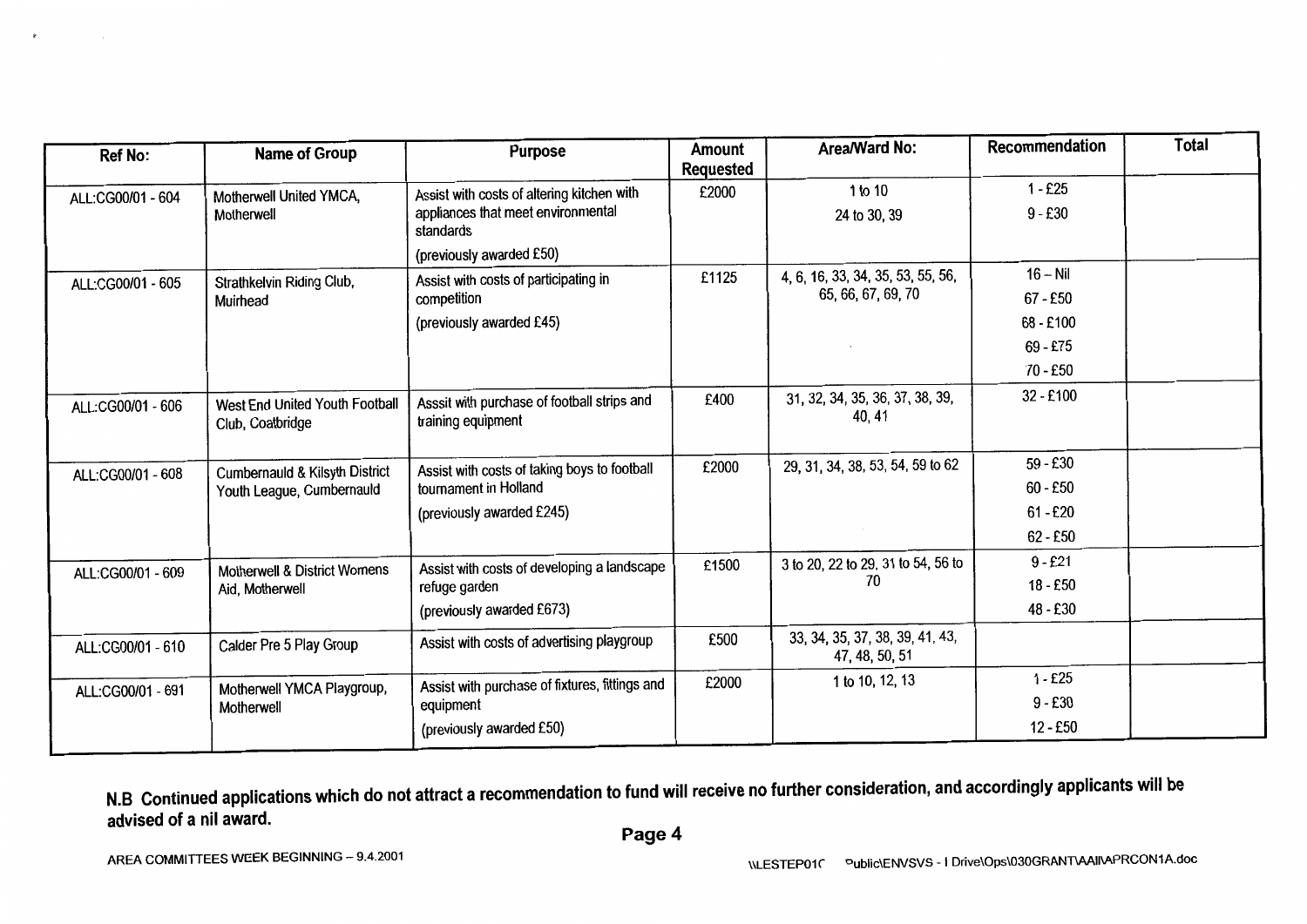| Ref No: | Name of Group | Purpose | Amount Requested | Area/Ward No: | Recommendation | Total |
|---|---|---|---|---|---|---|
| ALL:CG00/01 - 604 | Motherwell United YMCA, Motherwell | Assist with costs of altering kitchen with appliances that meet environmental standards<br>(previously awarded £50) | £2000 | 1 to 10<br>24 to 30, 39 | 1 - £25<br>9 - £30 | |
| ALL:CG00/01 - 605 | Strathkelvin Riding Club, Muirhead | Assist with costs of participating in competition<br>(previously awarded £45) | £1125 | 4, 6, 16, 33, 34, 35, 53, 55, 56, 65, 66, 67, 69, 70 | 16 – Nil<br>67 - £50<br>68 - £100<br>69 - £75<br>70 - £50 | |
| ALL:CG00/01 - 606 | West End United Youth Football Club, Coatbridge | Asssit with purchase of football strips and training equipment | £400 | 31, 32, 34, 35, 36, 37, 38, 39, 40, 41 | 32 - £100 | |
| ALL:CG00/01 - 608 | Cumbernauld & Kilsyth District Youth League, Cumbernauld | Assist with costs of taking boys to football tournament in Holland<br>(previously awarded £245) | £2000 | 29, 31, 34, 38, 53, 54, 59 to 62 | 59 - £30<br>60 - £50<br>61 - £20<br>62 - £50 | |
| ALL:CG00/01 - 609 | Motherwell & District Womens Aid, Motherwell | Assist with costs of developing a landscape refuge garden<br>(previously awarded £673) | £1500 | 3 to 20, 22 to 29, 31 to 54, 56 to 70 | 9 - £21<br>18 - £50<br>48 - £30 | |
| ALL:CG00/01 - 610 | Calder Pre 5 Play Group | Assist with costs of advertising playgroup | £500 | 33, 34, 35, 37, 38, 39, 41, 43, 47, 48, 50, 51 | | |
| ALL:CG00/01 - 691 | Motherwell YMCA Playgroup, Motherwell | Assist with purchase of fixtures, fittings and equipment<br>(previously awarded £50) | £2000 | 1 to 10, 12, 13 | 1 - £25<br>9 - £30<br>12 - £50 | |

**N.B Continued applications which do not attract a recommendation to fund will receive no further consideration, and accordingly applicants will be advised of a nil award.**

AREA COMMITTEES WEEK BEGINNING – 9.4.2001

\\LESTEP01C Public\ENVSVS - I Drive\Ops\030GRANT\AAII\APRCON1A.doc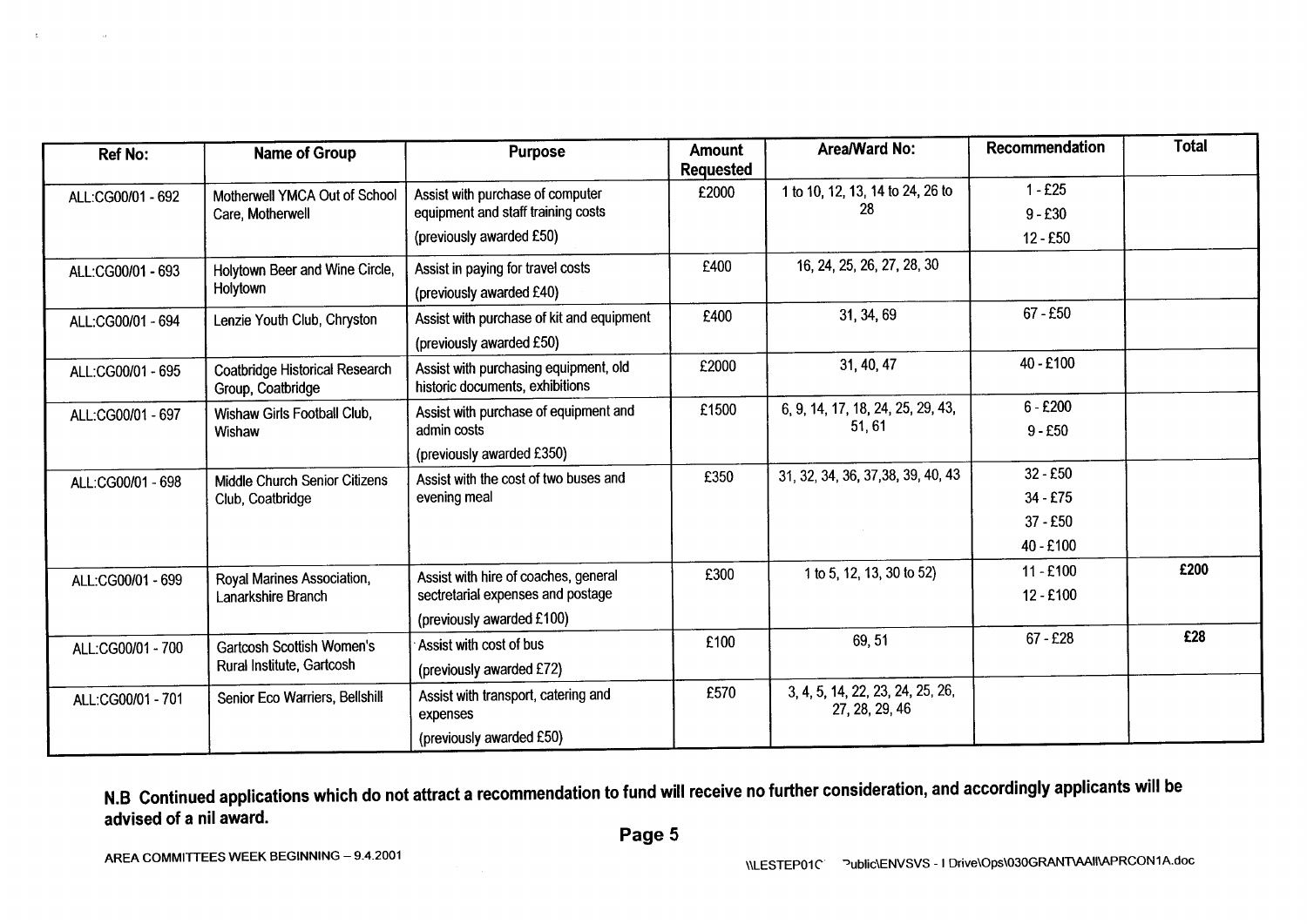| Ref No: | Name of Group | Purpose | Amount Requested | Area/Ward No: | Recommendation | Total |
|---|---|---|---|---|---|---|
| ALL:CG00/01 - 692 | Motherwell YMCA Out of School Care, Motherwell | Assist with purchase of computer equipment and staff training costs (previously awarded £50) | £2000 | 1 to 10, 12, 13, 14 to 24, 26 to 28 | 1 - £25<br>9 - £30<br>12 - £50 | |
| ALL:CG00/01 - 693 | Holytown Beer and Wine Circle, Holytown | Assist in paying for travel costs (previously awarded £40) | £400 | 16, 24, 25, 26, 27, 28, 30 | | |
| ALL:CG00/01 - 694 | Lenzie Youth Club, Chryston | Assist with purchase of kit and equipment (previously awarded £50) | £400 | 31, 34, 69 | 67 - £50 | |
| ALL:CG00/01 - 695 | Coatbridge Historical Research Group, Coatbridge | Assist with purchasing equipment, old historic documents, exhibitions | £2000 | 31, 40, 47 | 40 - £100 | |
| ALL:CG00/01 - 697 | Wishaw Girls Football Club, Wishaw | Assist with purchase of equipment and admin costs (previously awarded £350) | £1500 | 6, 9, 14, 17, 18, 24, 25, 29, 43, 51, 61 | 6 - £200<br>9 - £50 | |
| ALL:CG00/01 - 698 | Middle Church Senior Citizens Club, Coatbridge | Assist with the cost of two buses and evening meal | £350 | 31, 32, 34, 36, 37,38, 39, 40, 43 | 32 - £50<br>34 - £75<br>37 - £50<br>40 - £100 | |
| ALL:CG00/01 - 699 | Royal Marines Association, Lanarkshire Branch | Assist with hire of coaches, general secretarial expenses and postage (previously awarded £100) | £300 | 1 to 5, 12, 13, 30 to 52) | 11 - £100<br>12 - £100 | £200 |
| ALL:CG00/01 - 700 | Gartcosh Scottish Women's Rural Institute, Gartcosh | Assist with cost of bus (previously awarded £72) | £100 | 69, 51 | 67 - £28 | £28 |
| ALL:CG00/01 - 701 | Senior Eco Warriers, Bellshill | Assist with transport, catering and expenses (previously awarded £50) | £570 | 3, 4, 5, 14, 22, 23, 24, 25, 26, 27, 28, 29, 46 | | |

**N.B Continued applications which do not attract a recommendation to fund will receive no further consideration, and accordingly applicants will be advised of a nil award.**

AREA COMMITTEES WEEK BEGINNING – 9.4.2001

\\LESTEP01C Public\ENVSVS - I Drive\Ops\030GRANT\AAI\APRCON1A.doc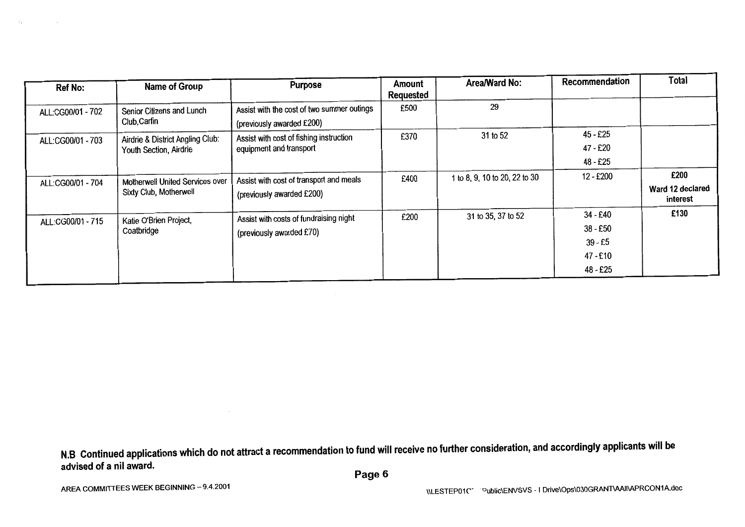| Ref No: | Name of Group | Purpose | Amount Requested | Area/Ward No: | Recommendation | Total |
|---|---|---|---|---|---|---|
| ALL:CG00/01 - 702 | Senior Citizens and Lunch Club,Carfin | Assist with the cost of two summer outings (previously awarded £200) | £500 | 29 | | |
| ALL:CG00/01 - 703 | Airdrie & District Angling Club: Youth Section, Airdrie | Assist with cost of fishing instruction equipment and transport | £370 | 31 to 52 | 45 - £25<br>47 - £20<br>48 - £25 | |
| ALL:CG00/01 - 704 | Motherwell United Services over Sixty Club, Motherwell | Assist with cost of transport and meals (previously awarded £200) | £400 | 1 to 8, 9, 10 to 20, 22 to 30 | 12 - £200 | **£200**<br>**Ward 12 declared interest** |
| ALL:CG00/01 - 715 | Katie O'Brien Project, Coatbridge | Assist with costs of fundraising night (previously awarded £70) | £200 | 31 to 35, 37 to 52 | 34 - £40<br>38 - £50<br>39 - £5<br>47 - £10<br>48 - £25 | **£130** |

**N.B Continued applications which do not attract a recommendation to fund will receive no further consideration, and accordingly applicants will be advised of a nil award.**

AREA COMMITTEES WEEK BEGINNING – 9.4.2001

\\LESTEP01C Public\ENVSVS - I Drive\Ops\030GRANT\AAII\APRCON1A.doc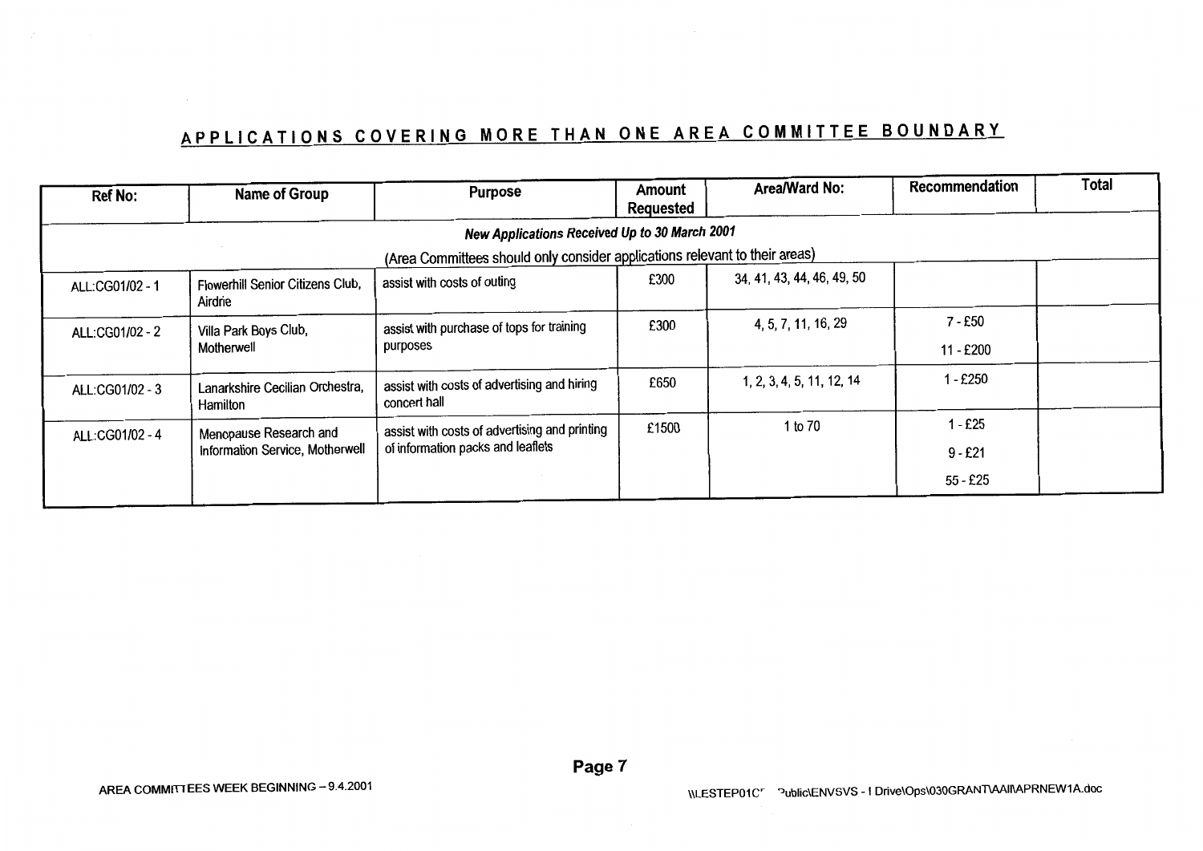# APPLICATIONS COVERING MORE THAN ONE AREA COMMITTEE BOUNDARY

| Ref No: | Name of Group | Purpose | Amount Requested | Area/Ward No: | Recommendation | Total |
|---|---|---|---|---|---|---|
| ***New Applications Received Up to 30 March 2001*** | | | | | | |
| (Area Committees should only consider applications relevant to their areas) | | | | | | |
| ALL:CG01/02 - 1 | Flowerhill Senior Citizens Club, Airdrie | assist with costs of outing | £300 | 34, 41, 43, 44, 46, 49, 50 | | |
| ALL:CG01/02 - 2 | Villa Park Boys Club, Motherwell | assist with purchase of tops for training purposes | £300 | 4, 5, 7, 11, 16, 29 | 7 - £50<br>11 - £200 | |
| ALL:CG01/02 - 3 | Lanarkshire Cecilian Orchestra, Hamilton | assist with costs of advertising and hiring concert hall | £650 | 1, 2, 3, 4, 5, 11, 12, 14 | 1 - £250 | |
| ALL:CG01/02 - 4 | Menopause Research and Information Service, Motherwell | assist with costs of advertising and printing of information packs and leaflets | £1500 | 1 to 70 | 1 - £25<br>9 - £21<br>55 - £25 | |

AREA COMMITTEES WEEK BEGINNING – 9.4.2001